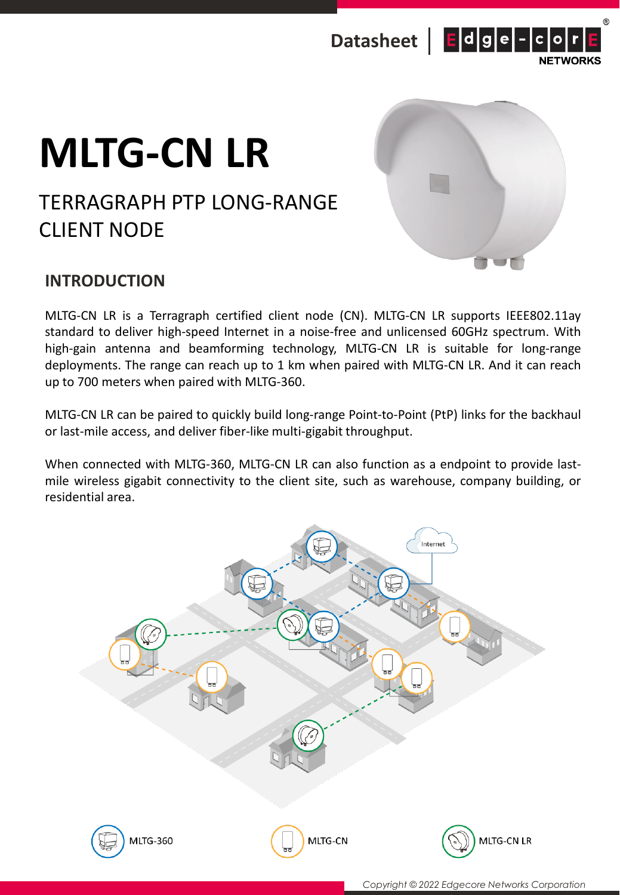# MLTG-CN LR

## TERRAGRAPH PTP LONG-RANGE CLIENT NODE

## INTRODUCTION

MLTG-CN LR is a Terragraph certified client node (CN). MLTG-CN LR supports IEEE802.11ay standard to deliver high-speed Internet in a noise-free and unlicensed 60GHz spectrum. With high-gain antenna and beamforming technology, MLTG-CN LR is suitable for long-range deployments. The range can reach up to 1 km when paired with MLTG-CN LR. And it can reach up to 700 meters when paired with MLTG-360.

MLTG-CN LR can be paired to quickly build long-range Point-to-Point (PtP) links for the backhaul or last-mile access, and deliver fiber-like multi-gigabit throughput.

When connected with MLTG-360, MLTG-CN LR can also function as a endpoint to provide last-mile wireless gigabit connectivity to the client site, such as warehouse, company building, or residential area.

Internet

MLTG-360 MLTG-CN MLTG-CN LR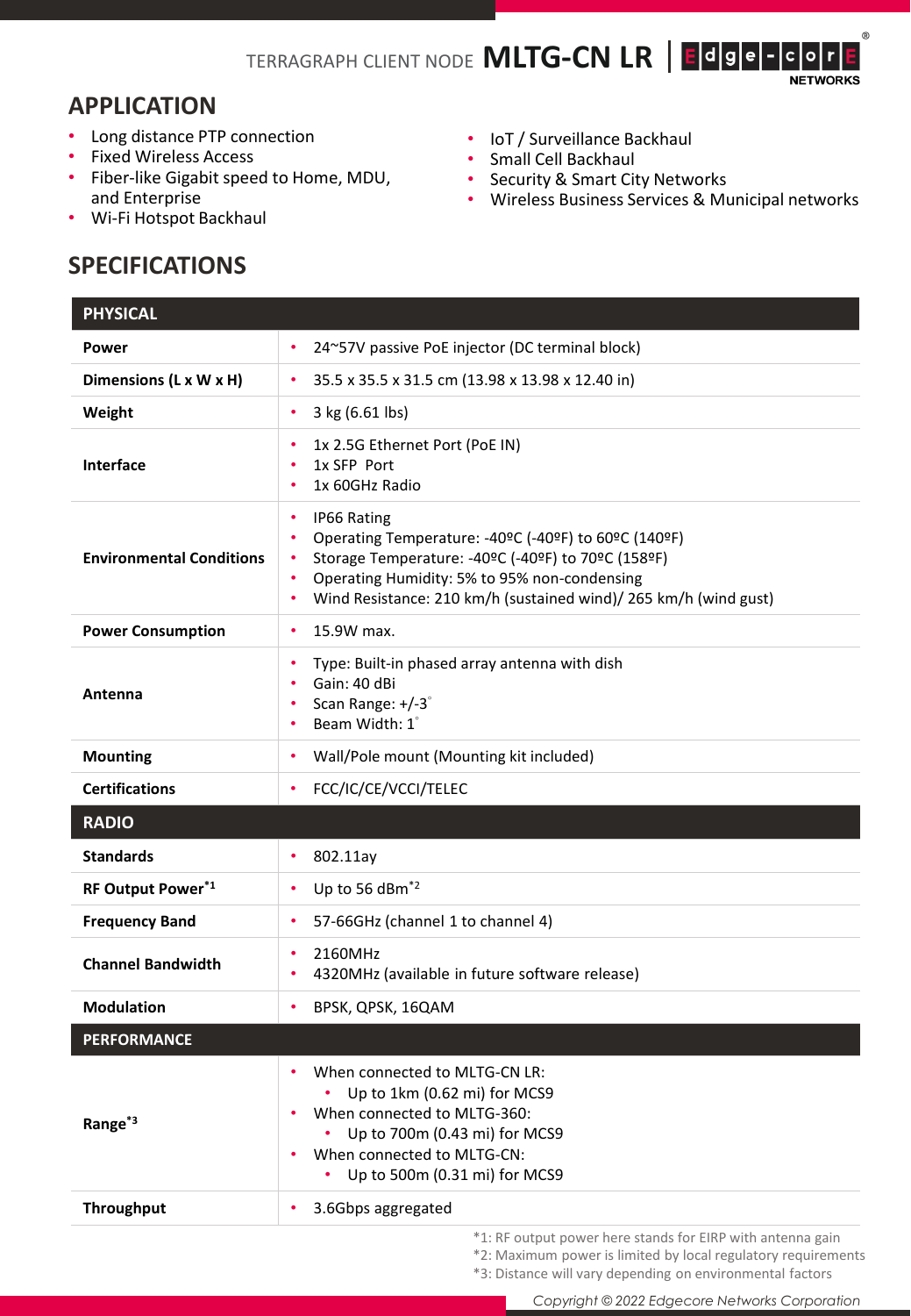TERRAGRAPH CLIENT NODE **MLTG-CN LR**

## APPLICATION

- Long distance PTP connection
- Fixed Wireless Access
- Fiber-like Gigabit speed to Home, MDU, and Enterprise
- Wi-Fi Hotspot Backhaul
- IoT / Surveillance Backhaul
- Small Cell Backhaul
- Security & Smart City Networks
- Wireless Business Services & Municipal networks

## SPECIFICATIONS

| PHYSICAL | |
|---|---|
| **Power** | • 24~57V passive PoE injector (DC terminal block) |
| **Dimensions (L x W x H)** | • 35.5 x 35.5 x 31.5 cm (13.98 x 13.98 x 12.40 in) |
| **Weight** | • 3 kg (6.61 lbs) |
| **Interface** | • 1x 2.5G Ethernet Port (PoE IN)<br>• 1x SFP Port<br>• 1x 60GHz Radio |
| **Environmental Conditions** | • IP66 Rating<br>• Operating Temperature: -40ºC (-40ºF) to 60ºC (140ºF)<br>• Storage Temperature: -40ºC (-40ºF) to 70ºC (158ºF)<br>• Operating Humidity: 5% to 95% non-condensing<br>• Wind Resistance: 210 km/h (sustained wind)/ 265 km/h (wind gust) |
| **Power Consumption** | • 15.9W max. |
| **Antenna** | • Type: Built-in phased array antenna with dish<br>• Gain: 40 dBi<br>• Scan Range: +/-3°<br>• Beam Width: 1° |
| **Mounting** | • Wall/Pole mount (Mounting kit included) |
| **Certifications** | • FCC/IC/CE/VCCI/TELEC |
| **RADIO** | |
| **Standards** | • 802.11ay |
| **RF Output Power*1** | • Up to 56 dBm*2 |
| **Frequency Band** | • 57-66GHz (channel 1 to channel 4) |
| **Channel Bandwidth** | • 2160MHz<br>• 4320MHz (available in future software release) |
| **Modulation** | • BPSK, QPSK, 16QAM |
| **PERFORMANCE** | |
| **Range*3** | • When connected to MLTG-CN LR:<br>  ◦ Up to 1km (0.62 mi) for MCS9<br>• When connected to MLTG-360:<br>  ◦ Up to 700m (0.43 mi) for MCS9<br>• When connected to MLTG-CN:<br>  ◦ Up to 500m (0.31 mi) for MCS9 |
| **Throughput** | • 3.6Gbps aggregated |

*1: RF output power here stands for EIRP with antenna gain
*2: Maximum power is limited by local regulatory requirements
*3: Distance will vary depending on environmental factors

*Copyright © 2022 Edgecore Networks Corporation*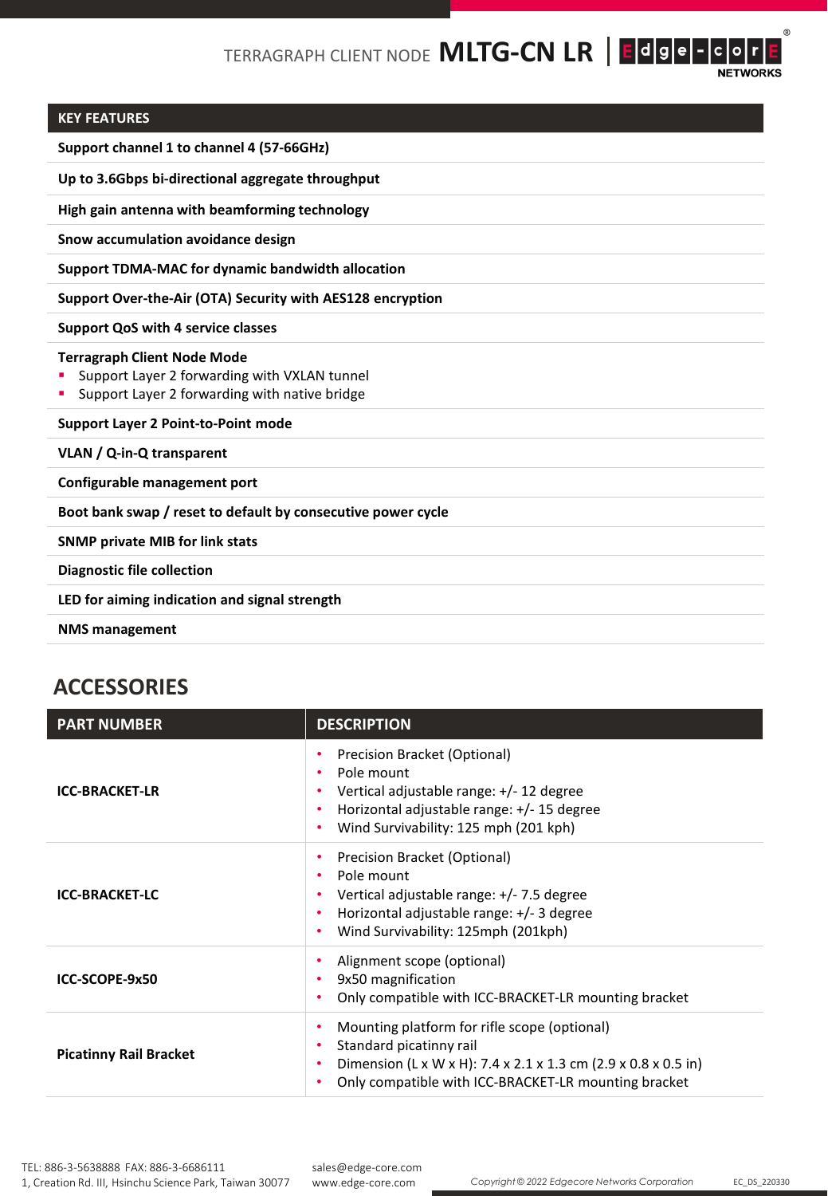| KEY FEATURES |
|---|
| **Support channel 1 to channel 4 (57-66GHz)** |
| **Up to 3.6Gbps bi-directional aggregate throughput** |
| **High gain antenna with beamforming technology** |
| **Snow accumulation avoidance design** |
| **Support TDMA-MAC for dynamic bandwidth allocation** |
| **Support Over-the-Air (OTA) Security with AES128 encryption** |
| **Support QoS with 4 service classes** |
| **Terragraph Client Node Mode**<br>▪ Support Layer 2 forwarding with VXLAN tunnel<br>▪ Support Layer 2 forwarding with native bridge |
| **Support Layer 2 Point-to-Point mode** |
| **VLAN / Q-in-Q transparent** |
| **Configurable management port** |
| **Boot bank swap / reset to default by consecutive power cycle** |
| **SNMP private MIB for link stats** |
| **Diagnostic file collection** |
| **LED for aiming indication and signal strength** |
| **NMS management** |

## ACCESSORIES

| PART NUMBER | DESCRIPTION |
|---|---|
| **ICC-BRACKET-LR** | • Precision Bracket (Optional)<br>• Pole mount<br>• Vertical adjustable range: +/- 12 degree<br>• Horizontal adjustable range: +/- 15 degree<br>• Wind Survivability: 125 mph (201 kph) |
| **ICC-BRACKET-LC** | • Precision Bracket (Optional)<br>• Pole mount<br>• Vertical adjustable range: +/- 7.5 degree<br>• Horizontal adjustable range: +/- 3 degree<br>• Wind Survivability: 125mph (201kph) |
| **ICC-SCOPE-9x50** | • Alignment scope (optional)<br>• 9x50 magnification<br>• Only compatible with ICC-BRACKET-LR mounting bracket |
| **Picatinny Rail Bracket** | • Mounting platform for rifle scope (optional)<br>• Standard picatinny rail<br>• Dimension (L x W x H): 7.4 x 2.1 x 1.3 cm (2.9 x 0.8 x 0.5 in)<br>• Only compatible with ICC-BRACKET-LR mounting bracket |